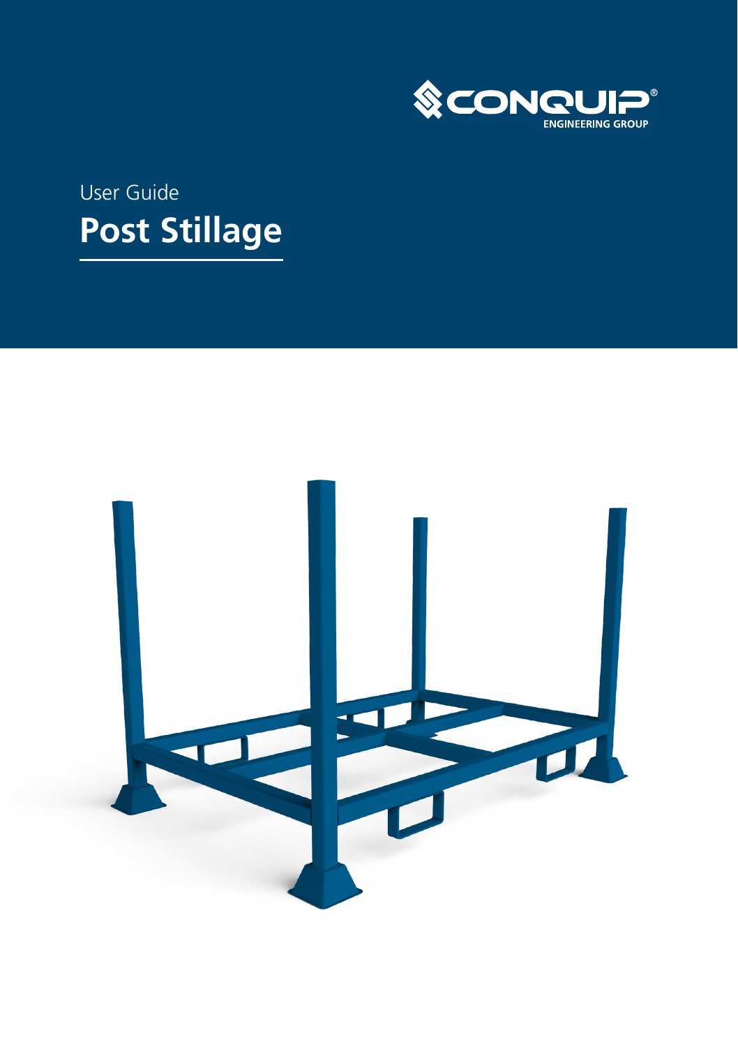CONQUIP®
ENGINEERING GROUP

User Guide

# Post Stillage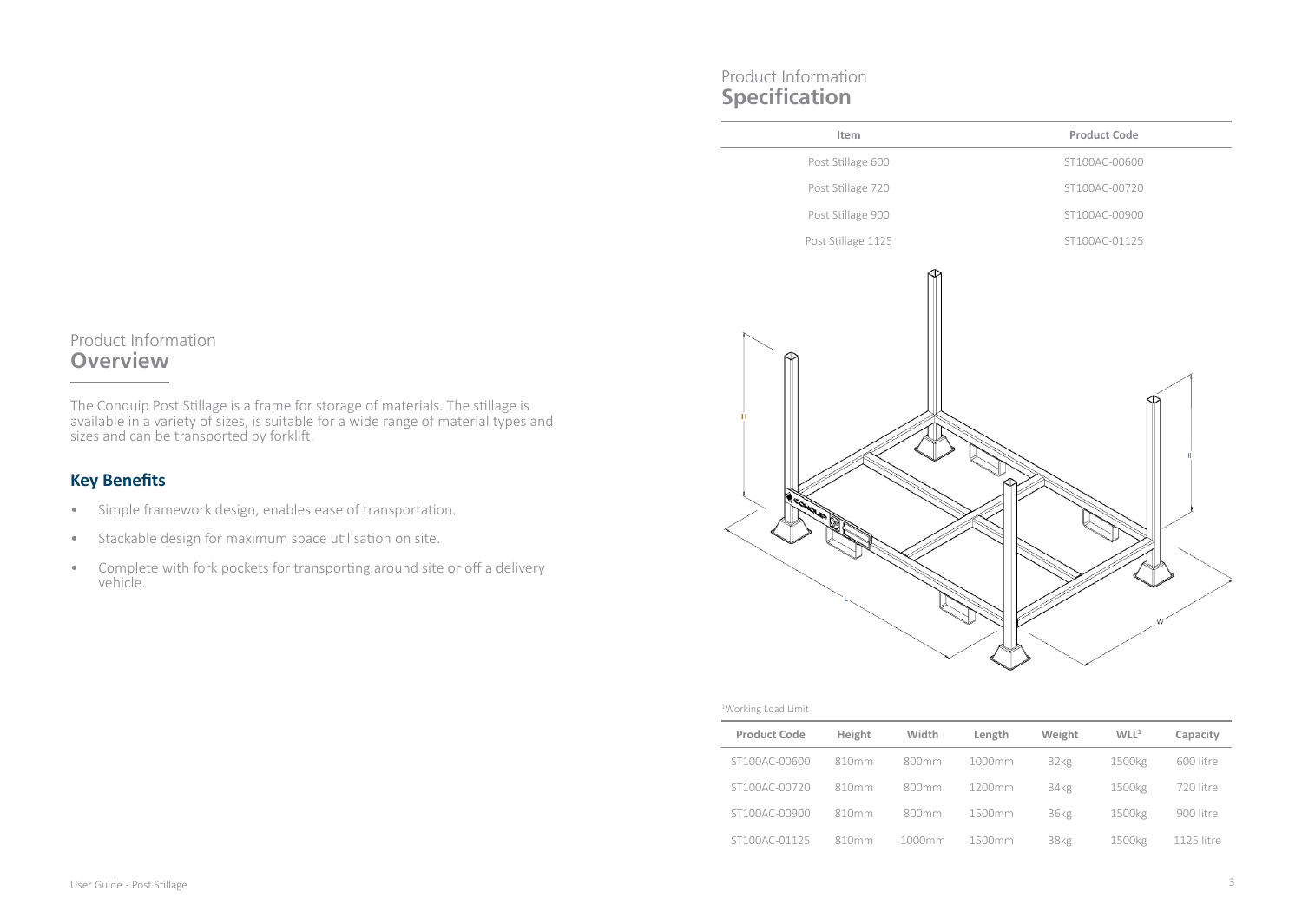## Product Information
# Overview

The Conquip Post Stillage is a frame for storage of materials. The stillage is available in a variety of sizes, is suitable for a wide range of material types and sizes and can be transported by forklift.

### Key Benefits

- Simple framework design, enables ease of transportation.
- Stackable design for maximum space utilisation on site.
- Complete with fork pockets for transporting around site or off a delivery vehicle.

## Product Information
# Specification

| Item | Product Code |
|---|---|
| Post Stillage 600 | ST100AC-00600 |
| Post Stillage 720 | ST100AC-00720 |
| Post Stillage 900 | ST100AC-00900 |
| Post Stillage 1125 | ST100AC-01125 |

[1]Working Load Limit

| Product Code | Height | Width | Length | Weight | WLL[1] | Capacity |
|---|---|---|---|---|---|---|
| ST100AC-00600 | 810mm | 800mm | 1000mm | 32kg | 1500kg | 600 litre |
| ST100AC-00720 | 810mm | 800mm | 1200mm | 34kg | 1500kg | 720 litre |
| ST100AC-00900 | 810mm | 800mm | 1500mm | 36kg | 1500kg | 900 litre |
| ST100AC-01125 | 810mm | 1000mm | 1500mm | 38kg | 1500kg | 1125 litre |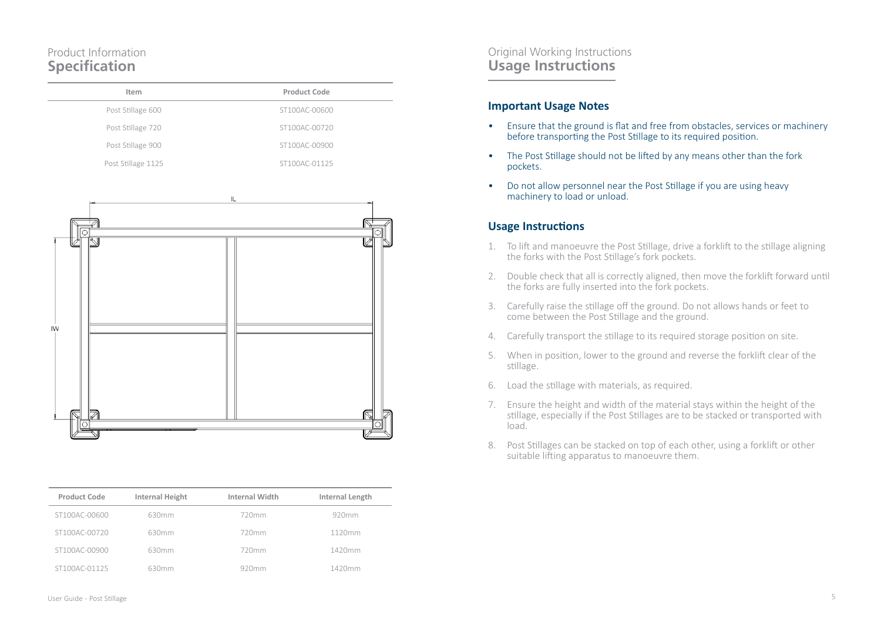Product Information

# Specification

| Item | Product Code |
| --- | --- |
| Post Stillage 600 | ST100AC-00600 |
| Post Stillage 720 | ST100AC-00720 |
| Post Stillage 900 | ST100AC-00900 |
| Post Stillage 1125 | ST100AC-01125 |

| Product Code | Internal Height | Internal Width | Internal Length |
| --- | --- | --- | --- |
| ST100AC-00600 | 630mm | 720mm | 920mm |
| ST100AC-00720 | 630mm | 720mm | 1120mm |
| ST100AC-00900 | 630mm | 720mm | 1420mm |
| ST100AC-01125 | 630mm | 920mm | 1420mm |

Original Working Instructions

# Usage Instructions

## Important Usage Notes

- Ensure that the ground is flat and free from obstacles, services or machinery before transporting the Post Stillage to its required position.
- The Post Stillage should not be lifted by any means other than the fork pockets.
- Do not allow personnel near the Post Stillage if you are using heavy machinery to load or unload.

## Usage Instructions

1. To lift and manoeuvre the Post Stillage, drive a forklift to the stillage aligning the forks with the Post Stillage's fork pockets.
2. Double check that all is correctly aligned, then move the forklift forward until the forks are fully inserted into the fork pockets.
3. Carefully raise the stillage off the ground. Do not allows hands or feet to come between the Post Stillage and the ground.
4. Carefully transport the stillage to its required storage position on site.
5. When in position, lower to the ground and reverse the forklift clear of the stillage.
6. Load the stillage with materials, as required.
7. Ensure the height and width of the material stays within the height of the stillage, especially if the Post Stillages are to be stacked or transported with load.
8. Post Stillages can be stacked on top of each other, using a forklift or other suitable lifting apparatus to manoeuvre them.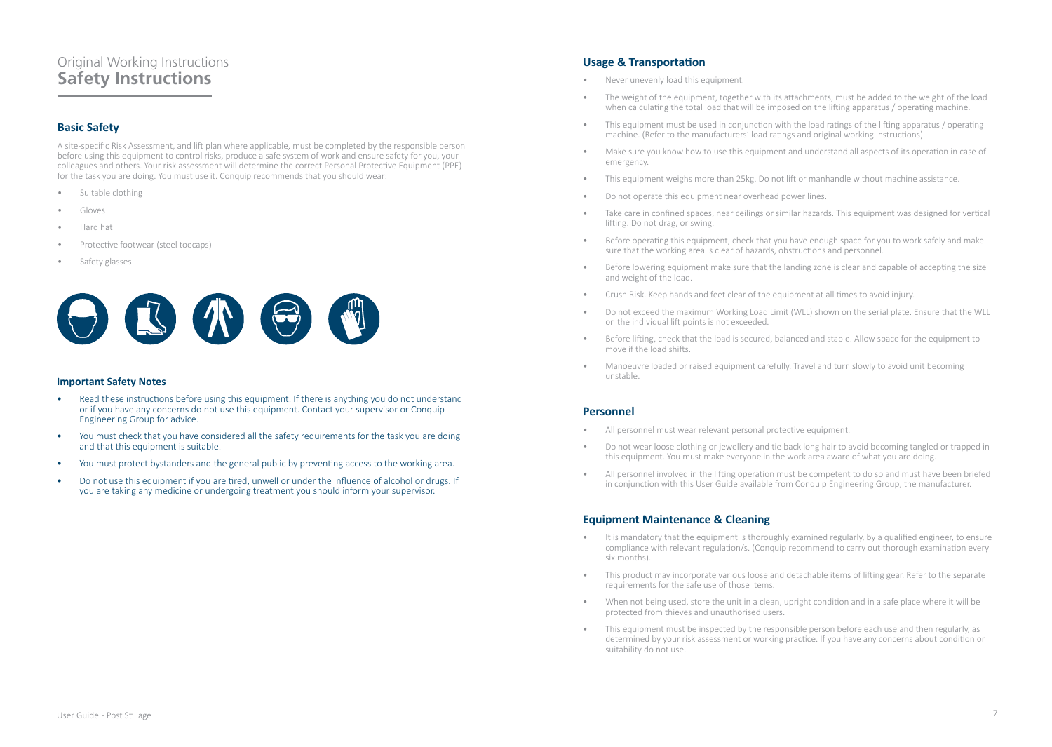Original Working Instructions
# Safety Instructions

## Basic Safety

A site-specific Risk Assessment, and lift plan where applicable, must be completed by the responsible person before using this equipment to control risks, produce a safe system of work and ensure safety for you, your colleagues and others. Your risk assessment will determine the correct Personal Protective Equipment (PPE) for the task you are doing. You must use it. Conquip recommends that you should wear:

- Suitable clothing
- Gloves
- Hard hat
- Protective footwear (steel toecaps)
- Safety glasses

### Important Safety Notes

- Read these instructions before using this equipment. If there is anything you do not understand or if you have any concerns do not use this equipment. Contact your supervisor or Conquip Engineering Group for advice.
- You must check that you have considered all the safety requirements for the task you are doing and that this equipment is suitable.
- You must protect bystanders and the general public by preventing access to the working area.
- Do not use this equipment if you are tired, unwell or under the influence of alcohol or drugs. If you are taking any medicine or undergoing treatment you should inform your supervisor.

## Usage & Transportation

- Never unevenly load this equipment.
- The weight of the equipment, together with its attachments, must be added to the weight of the load when calculating the total load that will be imposed on the lifting apparatus / operating machine.
- This equipment must be used in conjunction with the load ratings of the lifting apparatus / operating machine. (Refer to the manufacturers' load ratings and original working instructions).
- Make sure you know how to use this equipment and understand all aspects of its operation in case of emergency.
- This equipment weighs more than 25kg. Do not lift or manhandle without machine assistance.
- Do not operate this equipment near overhead power lines.
- Take care in confined spaces, near ceilings or similar hazards. This equipment was designed for vertical lifting. Do not drag, or swing.
- Before operating this equipment, check that you have enough space for you to work safely and make sure that the working area is clear of hazards, obstructions and personnel.
- Before lowering equipment make sure that the landing zone is clear and capable of accepting the size and weight of the load.
- Crush Risk. Keep hands and feet clear of the equipment at all times to avoid injury.
- Do not exceed the maximum Working Load Limit (WLL) shown on the serial plate. Ensure that the WLL on the individual lift points is not exceeded.
- Before lifting, check that the load is secured, balanced and stable. Allow space for the equipment to move if the load shifts.
- Manoeuvre loaded or raised equipment carefully. Travel and turn slowly to avoid unit becoming unstable.

## Personnel

- All personnel must wear relevant personal protective equipment.
- Do not wear loose clothing or jewellery and tie back long hair to avoid becoming tangled or trapped in this equipment. You must make everyone in the work area aware of what you are doing.
- All personnel involved in the lifting operation must be competent to do so and must have been briefed in conjunction with this User Guide available from Conquip Engineering Group, the manufacturer.

## Equipment Maintenance & Cleaning

- It is mandatory that the equipment is thoroughly examined regularly, by a qualified engineer, to ensure compliance with relevant regulation/s. (Conquip recommend to carry out thorough examination every six months).
- This product may incorporate various loose and detachable items of lifting gear. Refer to the separate requirements for the safe use of those items.
- When not being used, store the unit in a clean, upright condition and in a safe place where it will be protected from thieves and unauthorised users.
- This equipment must be inspected by the responsible person before each use and then regularly, as determined by your risk assessment or working practice. If you have any concerns about condition or suitability do not use.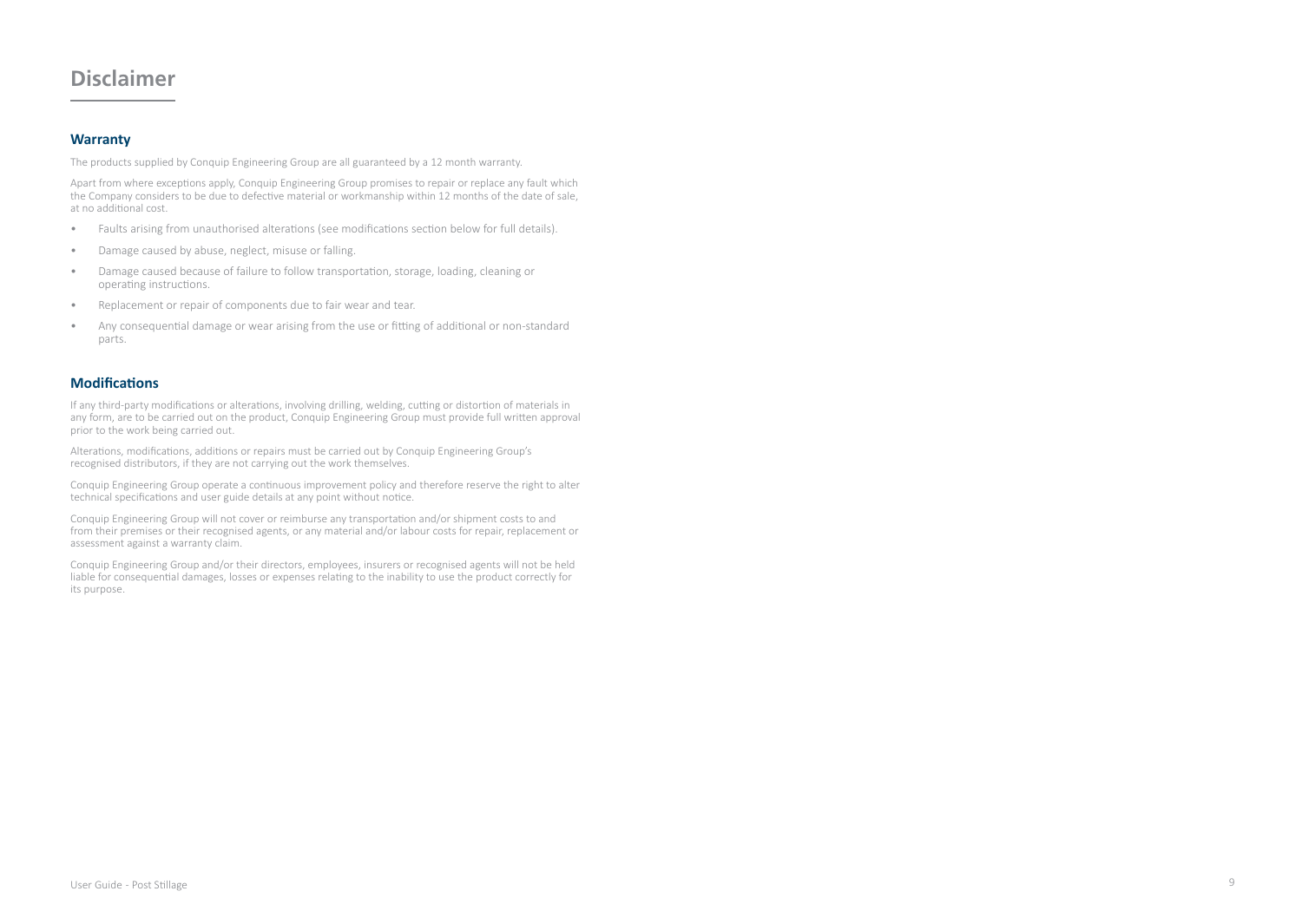# Disclaimer

## Warranty

The products supplied by Conquip Engineering Group are all guaranteed by a 12 month warranty.

Apart from where exceptions apply, Conquip Engineering Group promises to repair or replace any fault which the Company considers to be due to defective material or workmanship within 12 months of the date of sale, at no additional cost.

- Faults arising from unauthorised alterations (see modifications section below for full details).
- Damage caused by abuse, neglect, misuse or falling.
- Damage caused because of failure to follow transportation, storage, loading, cleaning or operating instructions.
- Replacement or repair of components due to fair wear and tear.
- Any consequential damage or wear arising from the use or fitting of additional or non-standard parts.

## Modifications

If any third-party modifications or alterations, involving drilling, welding, cutting or distortion of materials in any form, are to be carried out on the product, Conquip Engineering Group must provide full written approval prior to the work being carried out.

Alterations, modifications, additions or repairs must be carried out by Conquip Engineering Group's recognised distributors, if they are not carrying out the work themselves.

Conquip Engineering Group operate a continuous improvement policy and therefore reserve the right to alter technical specifications and user guide details at any point without notice.

Conquip Engineering Group will not cover or reimburse any transportation and/or shipment costs to and from their premises or their recognised agents, or any material and/or labour costs for repair, replacement or assessment against a warranty claim.

Conquip Engineering Group and/or their directors, employees, insurers or recognised agents will not be held liable for consequential damages, losses or expenses relating to the inability to use the product correctly for its purpose.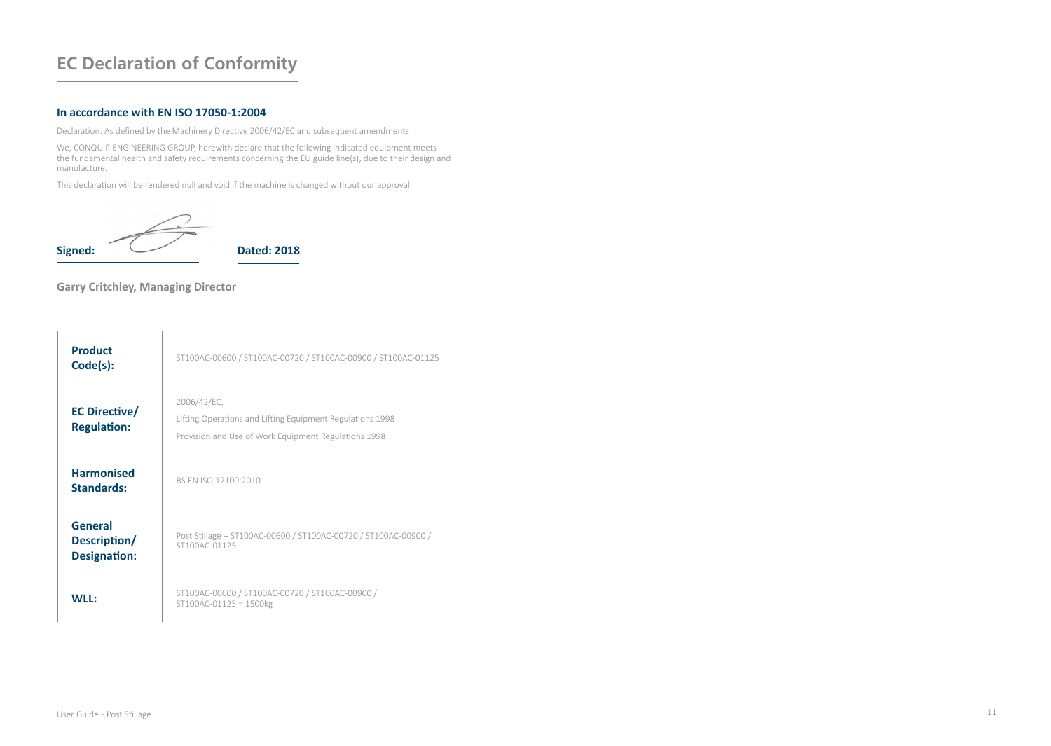# EC Declaration of Conformity

### In accordance with EN ISO 17050-1:2004

Declaration: As defined by the Machinery Directive 2006/42/EC and subsequent amendments

We, CONQUIP ENGINEERING GROUP, herewith declare that the following indicated equipment meets the fundamental health and safety requirements concerning the EU guide line(s), due to their design and manufacture.

This declaration will be rendered null and void if the machine is changed without our approval.

**Signed:** **Dated: 2018**

**Garry Critchley, Managing Director**

| | |
|---|---|
| **Product Code(s):** | ST100AC-00600 / ST100AC-00720 / ST100AC-00900 / ST100AC-01125 |
| **EC Directive/ Regulation:** | 2006/42/EC,<br>Lifting Operations and Lifting Equipment Regulations 1998<br>Provision and Use of Work Equipment Regulations 1998 |
| **Harmonised Standards:** | BS EN ISO 12100:2010 |
| **General Description/ Designation:** | Post Stillage – ST100AC-00600 / ST100AC-00720 / ST100AC-00900 / ST100AC-01125 |
| **WLL:** | ST100AC-00600 / ST100AC-00720 / ST100AC-00900 / ST100AC-01125 = 1500kg |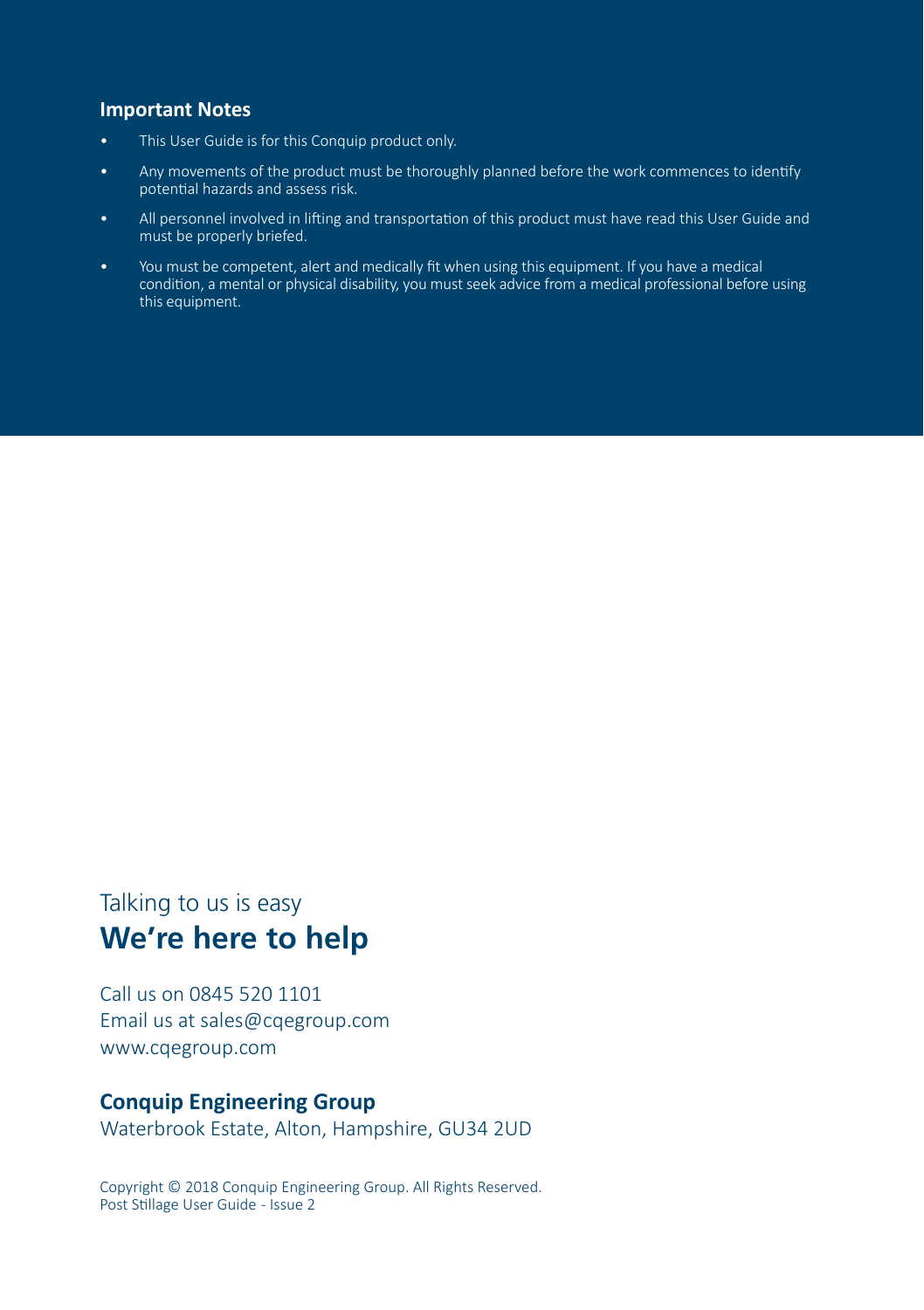## Important Notes

- This User Guide is for this Conquip product only.
- Any movements of the product must be thoroughly planned before the work commences to identify potential hazards and assess risk.
- All personnel involved in lifting and transportation of this product must have read this User Guide and must be properly briefed.
- You must be competent, alert and medically fit when using this equipment. If you have a medical condition, a mental or physical disability, you must seek advice from a medical professional before using this equipment.

Talking to us is easy

## We're here to help

Call us on 0845 520 1101
Email us at sales@cqegroup.com
www.cqegroup.com

**Conquip Engineering Group**
Waterbrook Estate, Alton, Hampshire, GU34 2UD

Copyright © 2018 Conquip Engineering Group. All Rights Reserved.
Post Stillage User Guide - Issue 2